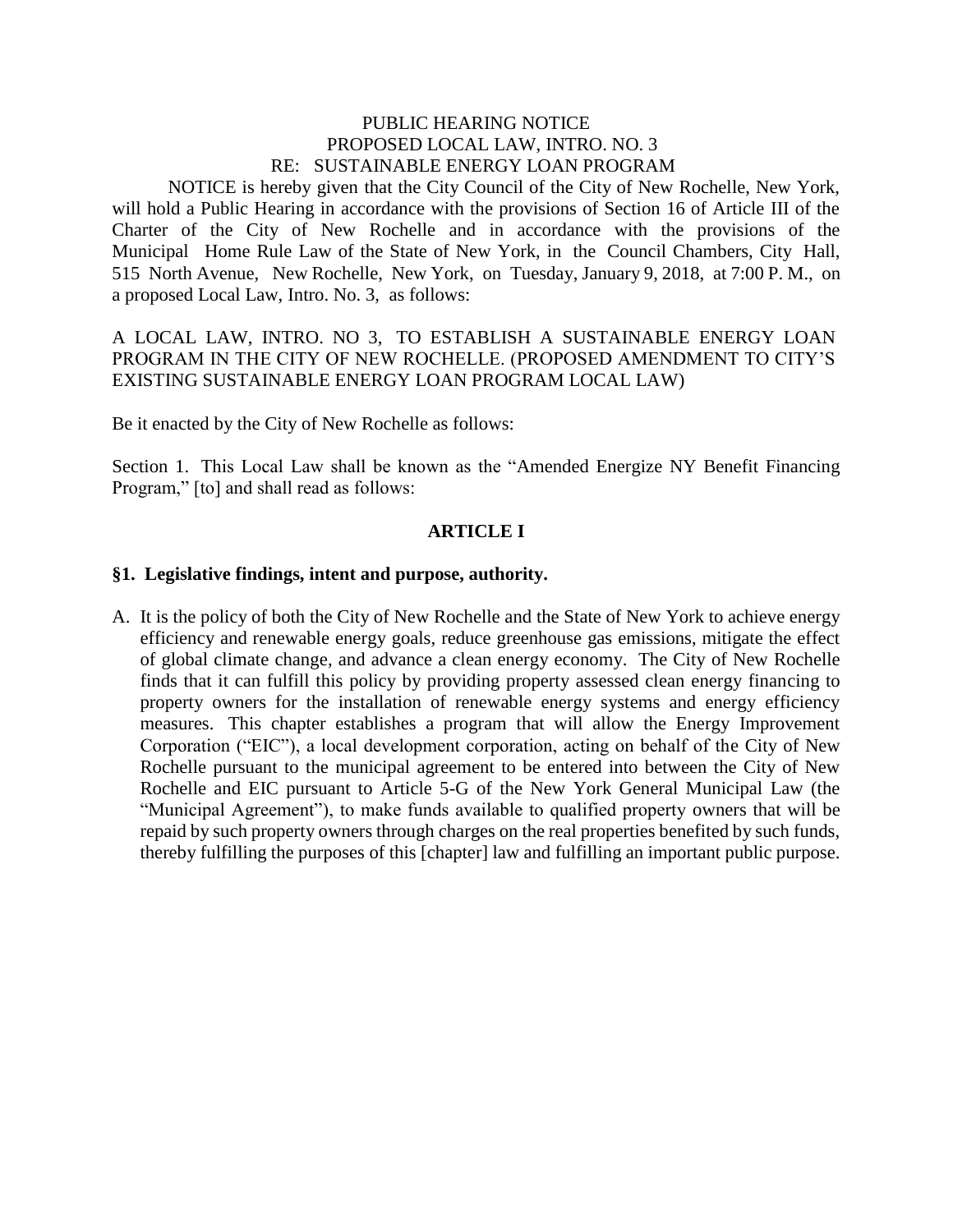PUBLIC HEARING NOTICE
PROPOSED LOCAL LAW, INTRO. NO. 3
RE: SUSTAINABLE ENERGY LOAN PROGRAM

NOTICE is hereby given that the City Council of the City of New Rochelle, New York, will hold a Public Hearing in accordance with the provisions of Section 16 of Article III of the Charter of the City of New Rochelle and in accordance with the provisions of the Municipal Home Rule Law of the State of New York, in the Council Chambers, City Hall, 515 North Avenue, New Rochelle, New York, on Tuesday, January 9, 2018, at 7:00 P. M., on a proposed Local Law, Intro. No. 3, as follows:

A LOCAL LAW, INTRO. NO 3, TO ESTABLISH A SUSTAINABLE ENERGY LOAN PROGRAM IN THE CITY OF NEW ROCHELLE. (PROPOSED AMENDMENT TO CITY'S EXISTING SUSTAINABLE ENERGY LOAN PROGRAM LOCAL LAW)

Be it enacted by the City of New Rochelle as follows:

Section 1. This Local Law shall be known as the "Amended Energize NY Benefit Financing Program," [to] and shall read as follows:

**ARTICLE I**

**§1. Legislative findings, intent and purpose, authority.**

A. It is the policy of both the City of New Rochelle and the State of New York to achieve energy efficiency and renewable energy goals, reduce greenhouse gas emissions, mitigate the effect of global climate change, and advance a clean energy economy. The City of New Rochelle finds that it can fulfill this policy by providing property assessed clean energy financing to property owners for the installation of renewable energy systems and energy efficiency measures. This chapter establishes a program that will allow the Energy Improvement Corporation ("EIC"), a local development corporation, acting on behalf of the City of New Rochelle pursuant to the municipal agreement to be entered into between the City of New Rochelle and EIC pursuant to Article 5-G of the New York General Municipal Law (the "Municipal Agreement"), to make funds available to qualified property owners that will be repaid by such property owners through charges on the real properties benefited by such funds, thereby fulfilling the purposes of this [chapter] law and fulfilling an important public purpose.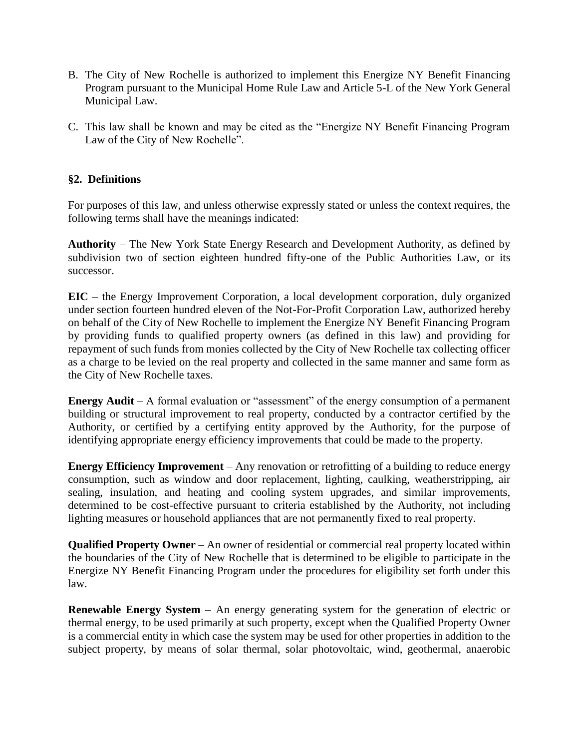B. The City of New Rochelle is authorized to implement this Energize NY Benefit Financing Program pursuant to the Municipal Home Rule Law and Article 5-L of the New York General Municipal Law.

C. This law shall be known and may be cited as the "Energize NY Benefit Financing Program Law of the City of New Rochelle".

### §2. Definitions

For purposes of this law, and unless otherwise expressly stated or unless the context requires, the following terms shall have the meanings indicated:

**Authority** – The New York State Energy Research and Development Authority, as defined by subdivision two of section eighteen hundred fifty-one of the Public Authorities Law, or its successor.

**EIC** – the Energy Improvement Corporation, a local development corporation, duly organized under section fourteen hundred eleven of the Not-For-Profit Corporation Law, authorized hereby on behalf of the City of New Rochelle to implement the Energize NY Benefit Financing Program by providing funds to qualified property owners (as defined in this law) and providing for repayment of such funds from monies collected by the City of New Rochelle tax collecting officer as a charge to be levied on the real property and collected in the same manner and same form as the City of New Rochelle taxes.

**Energy Audit** – A formal evaluation or "assessment" of the energy consumption of a permanent building or structural improvement to real property, conducted by a contractor certified by the Authority, or certified by a certifying entity approved by the Authority, for the purpose of identifying appropriate energy efficiency improvements that could be made to the property.

**Energy Efficiency Improvement** – Any renovation or retrofitting of a building to reduce energy consumption, such as window and door replacement, lighting, caulking, weatherstripping, air sealing, insulation, and heating and cooling system upgrades, and similar improvements, determined to be cost-effective pursuant to criteria established by the Authority, not including lighting measures or household appliances that are not permanently fixed to real property.

**Qualified Property Owner** – An owner of residential or commercial real property located within the boundaries of the City of New Rochelle that is determined to be eligible to participate in the Energize NY Benefit Financing Program under the procedures for eligibility set forth under this law.

**Renewable Energy System** – An energy generating system for the generation of electric or thermal energy, to be used primarily at such property, except when the Qualified Property Owner is a commercial entity in which case the system may be used for other properties in addition to the subject property, by means of solar thermal, solar photovoltaic, wind, geothermal, anaerobic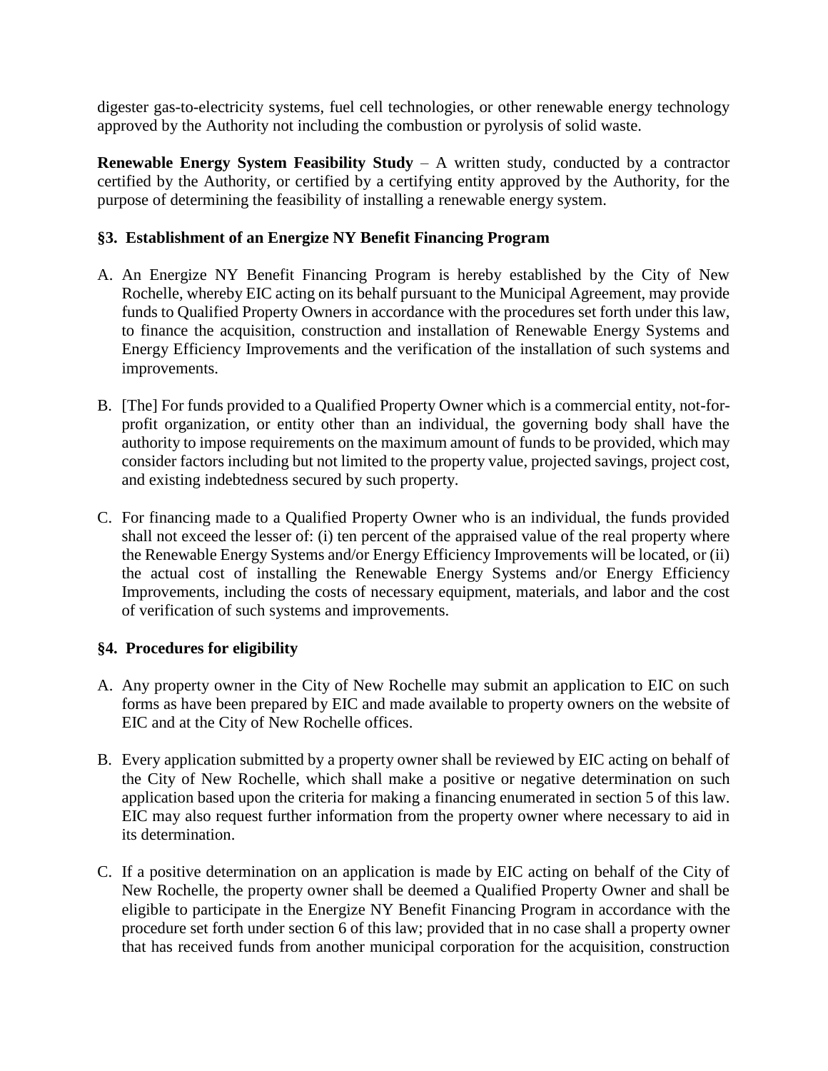digester gas-to-electricity systems, fuel cell technologies, or other renewable energy technology approved by the Authority not including the combustion or pyrolysis of solid waste.

**Renewable Energy System Feasibility Study** – A written study, conducted by a contractor certified by the Authority, or certified by a certifying entity approved by the Authority, for the purpose of determining the feasibility of installing a renewable energy system.

### §3. Establishment of an Energize NY Benefit Financing Program

A. An Energize NY Benefit Financing Program is hereby established by the City of New Rochelle, whereby EIC acting on its behalf pursuant to the Municipal Agreement, may provide funds to Qualified Property Owners in accordance with the procedures set forth under this law, to finance the acquisition, construction and installation of Renewable Energy Systems and Energy Efficiency Improvements and the verification of the installation of such systems and improvements.

B. [The] For funds provided to a Qualified Property Owner which is a commercial entity, not-for-profit organization, or entity other than an individual, the governing body shall have the authority to impose requirements on the maximum amount of funds to be provided, which may consider factors including but not limited to the property value, projected savings, project cost, and existing indebtedness secured by such property.

C. For financing made to a Qualified Property Owner who is an individual, the funds provided shall not exceed the lesser of: (i) ten percent of the appraised value of the real property where the Renewable Energy Systems and/or Energy Efficiency Improvements will be located, or (ii) the actual cost of installing the Renewable Energy Systems and/or Energy Efficiency Improvements, including the costs of necessary equipment, materials, and labor and the cost of verification of such systems and improvements.

### §4. Procedures for eligibility

A. Any property owner in the City of New Rochelle may submit an application to EIC on such forms as have been prepared by EIC and made available to property owners on the website of EIC and at the City of New Rochelle offices.

B. Every application submitted by a property owner shall be reviewed by EIC acting on behalf of the City of New Rochelle, which shall make a positive or negative determination on such application based upon the criteria for making a financing enumerated in section 5 of this law. EIC may also request further information from the property owner where necessary to aid in its determination.

C. If a positive determination on an application is made by EIC acting on behalf of the City of New Rochelle, the property owner shall be deemed a Qualified Property Owner and shall be eligible to participate in the Energize NY Benefit Financing Program in accordance with the procedure set forth under section 6 of this law; provided that in no case shall a property owner that has received funds from another municipal corporation for the acquisition, construction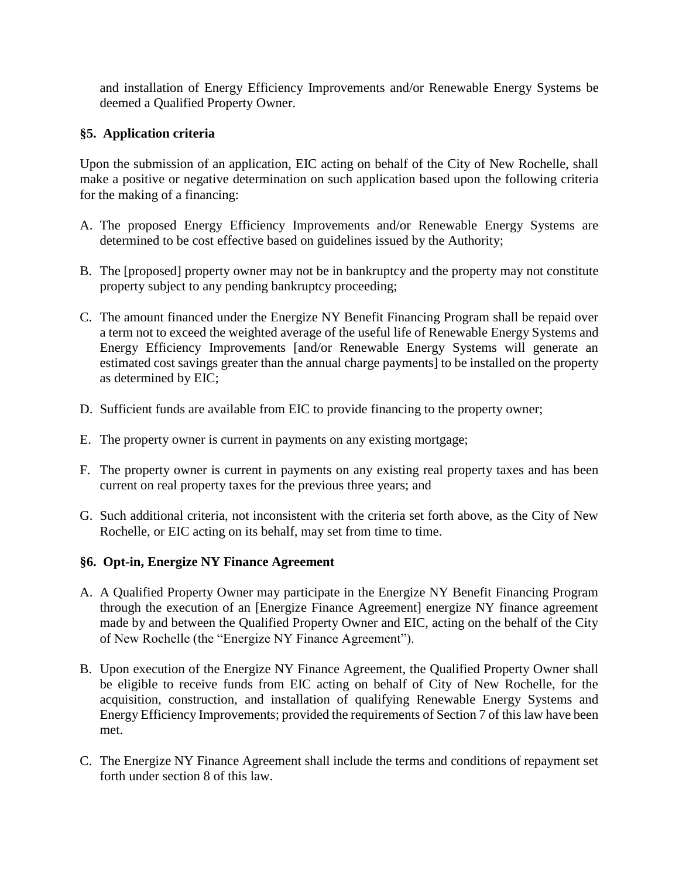and installation of Energy Efficiency Improvements and/or Renewable Energy Systems be deemed a Qualified Property Owner.

### §5. Application criteria

Upon the submission of an application, EIC acting on behalf of the City of New Rochelle, shall make a positive or negative determination on such application based upon the following criteria for the making of a financing:

A. The proposed Energy Efficiency Improvements and/or Renewable Energy Systems are determined to be cost effective based on guidelines issued by the Authority;

B. The [proposed] property owner may not be in bankruptcy and the property may not constitute property subject to any pending bankruptcy proceeding;

C. The amount financed under the Energize NY Benefit Financing Program shall be repaid over a term not to exceed the weighted average of the useful life of Renewable Energy Systems and Energy Efficiency Improvements [and/or Renewable Energy Systems will generate an estimated cost savings greater than the annual charge payments] to be installed on the property as determined by EIC;

D. Sufficient funds are available from EIC to provide financing to the property owner;

E. The property owner is current in payments on any existing mortgage;

F. The property owner is current in payments on any existing real property taxes and has been current on real property taxes for the previous three years; and

G. Such additional criteria, not inconsistent with the criteria set forth above, as the City of New Rochelle, or EIC acting on its behalf, may set from time to time.

### §6. Opt-in, Energize NY Finance Agreement

A. A Qualified Property Owner may participate in the Energize NY Benefit Financing Program through the execution of an [Energize Finance Agreement] energize NY finance agreement made by and between the Qualified Property Owner and EIC, acting on the behalf of the City of New Rochelle (the "Energize NY Finance Agreement").

B. Upon execution of the Energize NY Finance Agreement, the Qualified Property Owner shall be eligible to receive funds from EIC acting on behalf of City of New Rochelle, for the acquisition, construction, and installation of qualifying Renewable Energy Systems and Energy Efficiency Improvements; provided the requirements of Section 7 of this law have been met.

C. The Energize NY Finance Agreement shall include the terms and conditions of repayment set forth under section 8 of this law.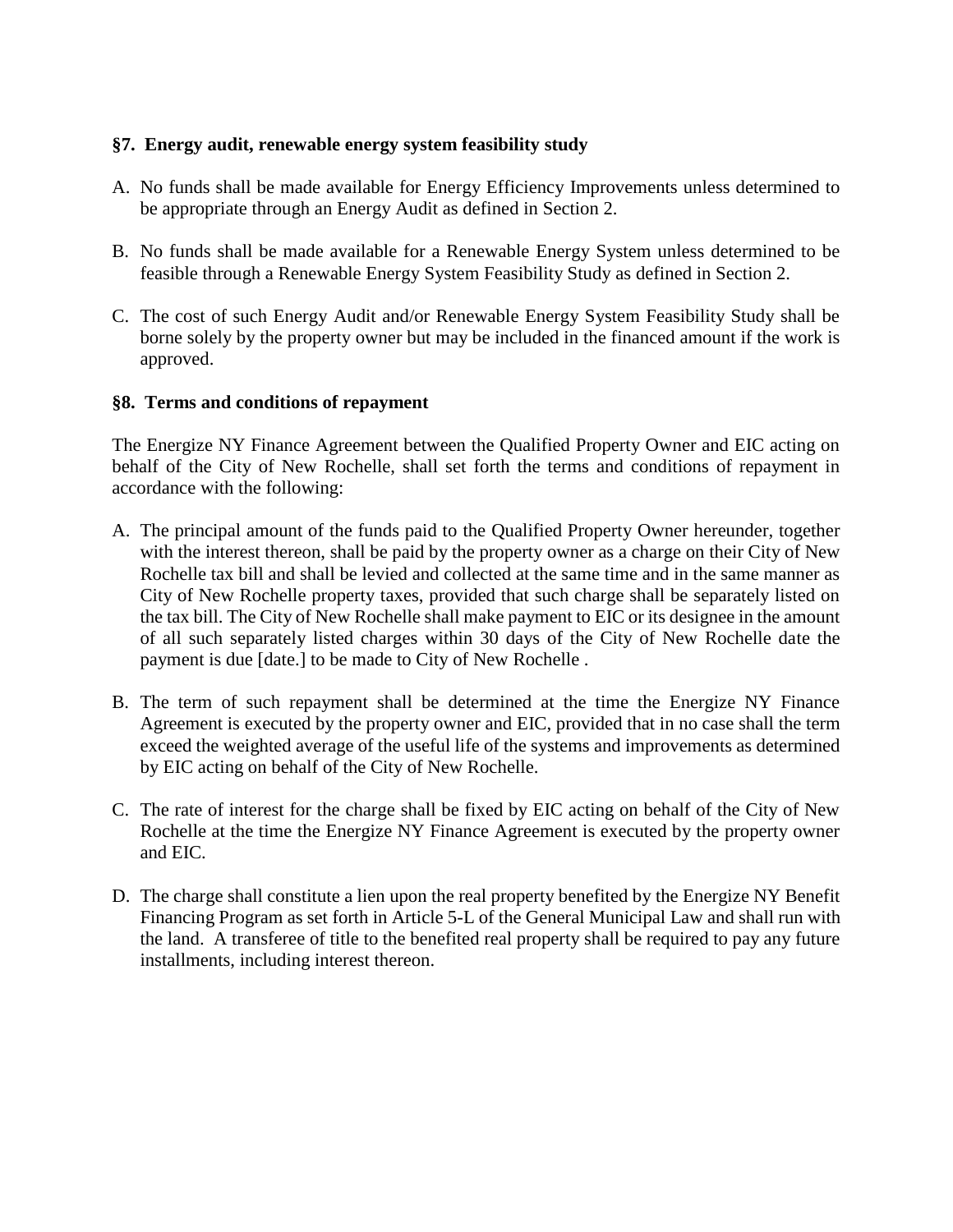**§7. Energy audit, renewable energy system feasibility study**

A. No funds shall be made available for Energy Efficiency Improvements unless determined to be appropriate through an Energy Audit as defined in Section 2.

B. No funds shall be made available for a Renewable Energy System unless determined to be feasible through a Renewable Energy System Feasibility Study as defined in Section 2.

C. The cost of such Energy Audit and/or Renewable Energy System Feasibility Study shall be borne solely by the property owner but may be included in the financed amount if the work is approved.

**§8. Terms and conditions of repayment**

The Energize NY Finance Agreement between the Qualified Property Owner and EIC acting on behalf of the City of New Rochelle, shall set forth the terms and conditions of repayment in accordance with the following:

A. The principal amount of the funds paid to the Qualified Property Owner hereunder, together with the interest thereon, shall be paid by the property owner as a charge on their City of New Rochelle tax bill and shall be levied and collected at the same time and in the same manner as City of New Rochelle property taxes, provided that such charge shall be separately listed on the tax bill. The City of New Rochelle shall make payment to EIC or its designee in the amount of all such separately listed charges within 30 days of the City of New Rochelle date the payment is due [date.] to be made to City of New Rochelle .

B. The term of such repayment shall be determined at the time the Energize NY Finance Agreement is executed by the property owner and EIC, provided that in no case shall the term exceed the weighted average of the useful life of the systems and improvements as determined by EIC acting on behalf of the City of New Rochelle.

C. The rate of interest for the charge shall be fixed by EIC acting on behalf of the City of New Rochelle at the time the Energize NY Finance Agreement is executed by the property owner and EIC.

D. The charge shall constitute a lien upon the real property benefited by the Energize NY Benefit Financing Program as set forth in Article 5-L of the General Municipal Law and shall run with the land. A transferee of title to the benefited real property shall be required to pay any future installments, including interest thereon.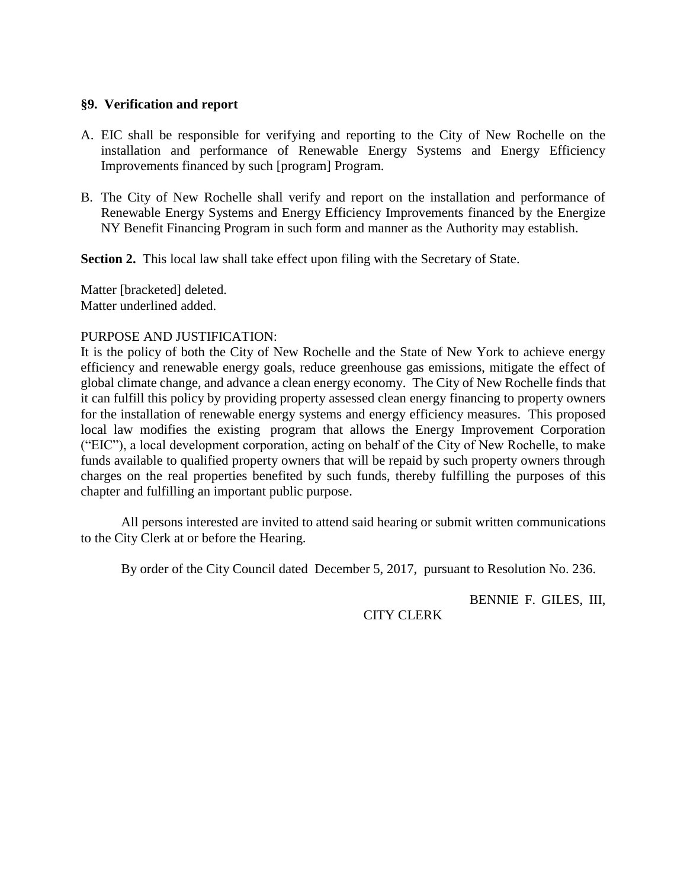**§9. Verification and report**

A. EIC shall be responsible for verifying and reporting to the City of New Rochelle on the installation and performance of Renewable Energy Systems and Energy Efficiency Improvements financed by such [program] Program.

B. The City of New Rochelle shall verify and report on the installation and performance of Renewable Energy Systems and Energy Efficiency Improvements financed by the Energize NY Benefit Financing Program in such form and manner as the Authority may establish.

**Section 2.** This local law shall take effect upon filing with the Secretary of State.

Matter [bracketed] deleted.
Matter underlined added.

PURPOSE AND JUSTIFICATION:
It is the policy of both the City of New Rochelle and the State of New York to achieve energy efficiency and renewable energy goals, reduce greenhouse gas emissions, mitigate the effect of global climate change, and advance a clean energy economy. The City of New Rochelle finds that it can fulfill this policy by providing property assessed clean energy financing to property owners for the installation of renewable energy systems and energy efficiency measures. This proposed local law modifies the existing program that allows the Energy Improvement Corporation ("EIC"), a local development corporation, acting on behalf of the City of New Rochelle, to make funds available to qualified property owners that will be repaid by such property owners through charges on the real properties benefited by such funds, thereby fulfilling the purposes of this chapter and fulfilling an important public purpose.

All persons interested are invited to attend said hearing or submit written communications to the City Clerk at or before the Hearing.

By order of the City Council dated December 5, 2017, pursuant to Resolution No. 236.

BENNIE F. GILES, III,
CITY CLERK